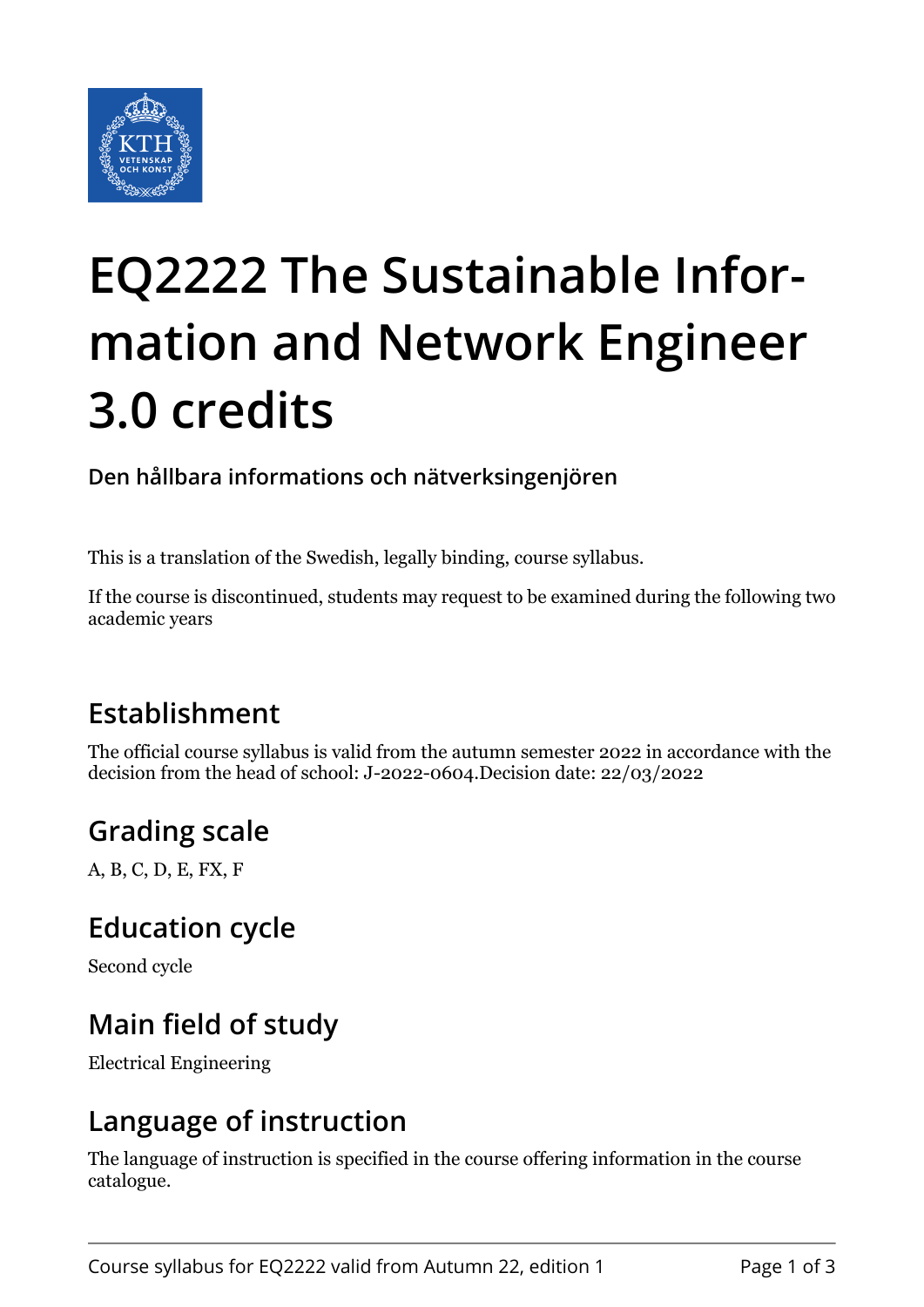# EQ2222 The Sustainable Information and Network Engineer 3.0 credits

**Den hållbara informations och nätverksingenjören**

This is a translation of the Swedish, legally binding, course syllabus.

If the course is discontinued, students may request to be examined during the following two academic years

## Establishment

The official course syllabus is valid from the autumn semester 2022 in accordance with the decision from the head of school: J-2022-0604.Decision date: 22/03/2022

## Grading scale

A, B, C, D, E, FX, F

## Education cycle

Second cycle

## Main field of study

Electrical Engineering

## Language of instruction

The language of instruction is specified in the course offering information in the course catalogue.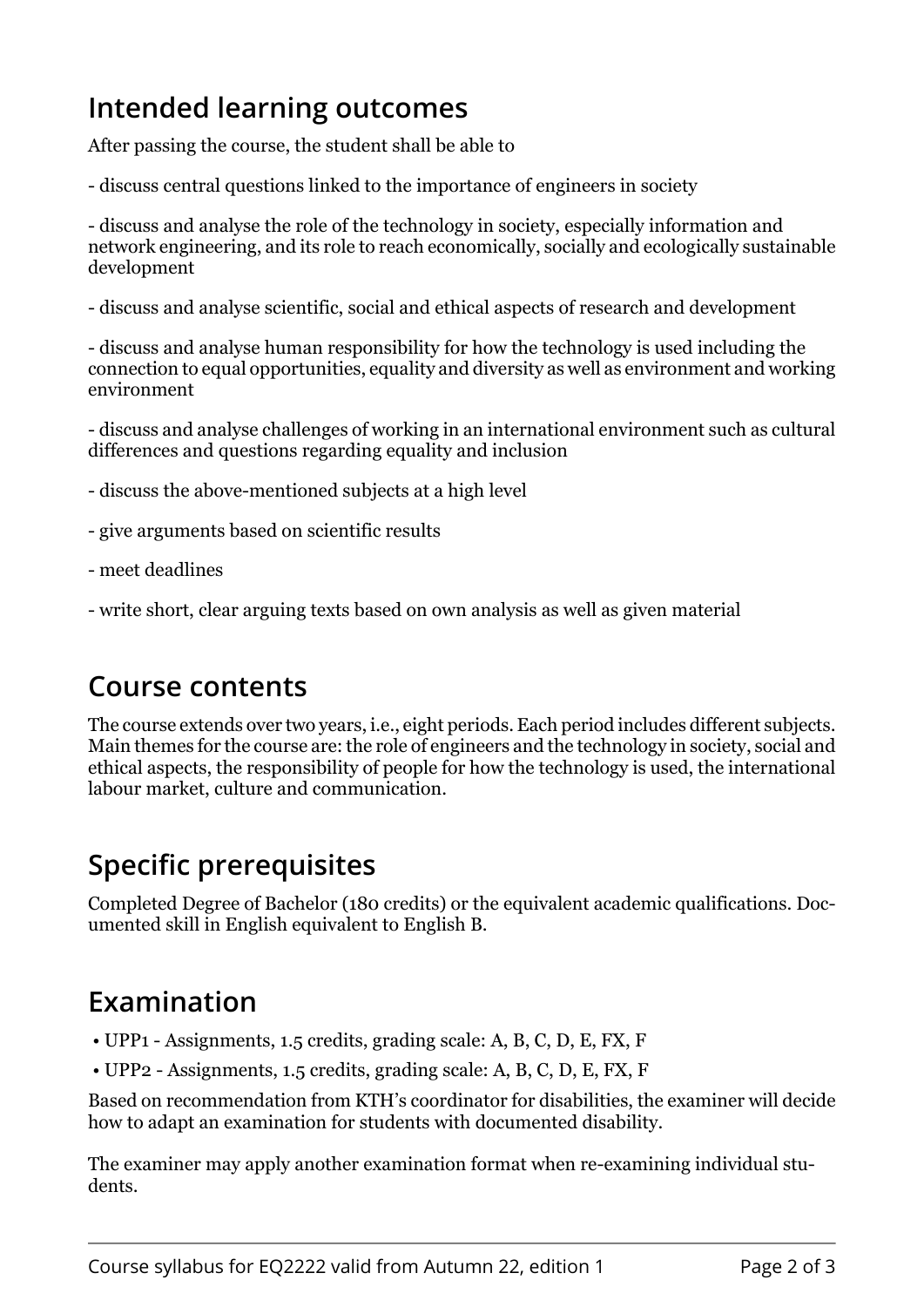## Intended learning outcomes

After passing the course, the student shall be able to

- discuss central questions linked to the importance of engineers in society

- discuss and analyse the role of the technology in society, especially information and network engineering, and its role to reach economically, socially and ecologically sustainable development

- discuss and analyse scientific, social and ethical aspects of research and development

- discuss and analyse human responsibility for how the technology is used including the connection to equal opportunities, equality and diversity as well as environment and working environment

- discuss and analyse challenges of working in an international environment such as cultural differences and questions regarding equality and inclusion

- discuss the above-mentioned subjects at a high level

- give arguments based on scientific results

- meet deadlines

- write short, clear arguing texts based on own analysis as well as given material

## Course contents

The course extends over two years, i.e., eight periods. Each period includes different subjects. Main themes for the course are: the role of engineers and the technology in society, social and ethical aspects, the responsibility of people for how the technology is used, the international labour market, culture and communication.

## Specific prerequisites

Completed Degree of Bachelor (180 credits) or the equivalent academic qualifications. Documented skill in English equivalent to English B.

## Examination

- UPP1 - Assignments, 1.5 credits, grading scale: A, B, C, D, E, FX, F
- UPP2 - Assignments, 1.5 credits, grading scale: A, B, C, D, E, FX, F

Based on recommendation from KTH's coordinator for disabilities, the examiner will decide how to adapt an examination for students with documented disability.

The examiner may apply another examination format when re-examining individual students.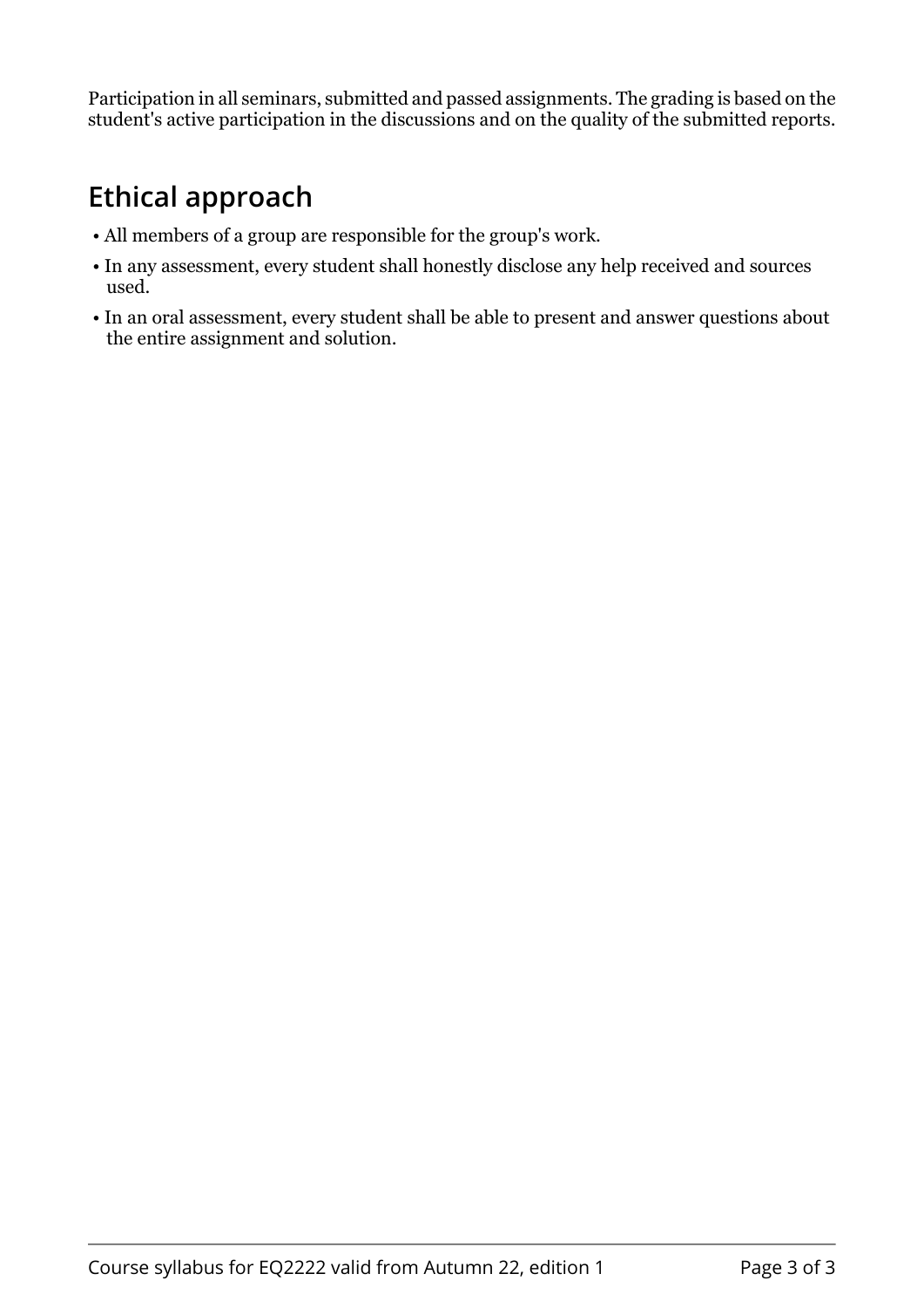Participation in all seminars, submitted and passed assignments. The grading is based on the student's active participation in the discussions and on the quality of the submitted reports.

## Ethical approach

- All members of a group are responsible for the group's work.
- In any assessment, every student shall honestly disclose any help received and sources used.
- In an oral assessment, every student shall be able to present and answer questions about the entire assignment and solution.